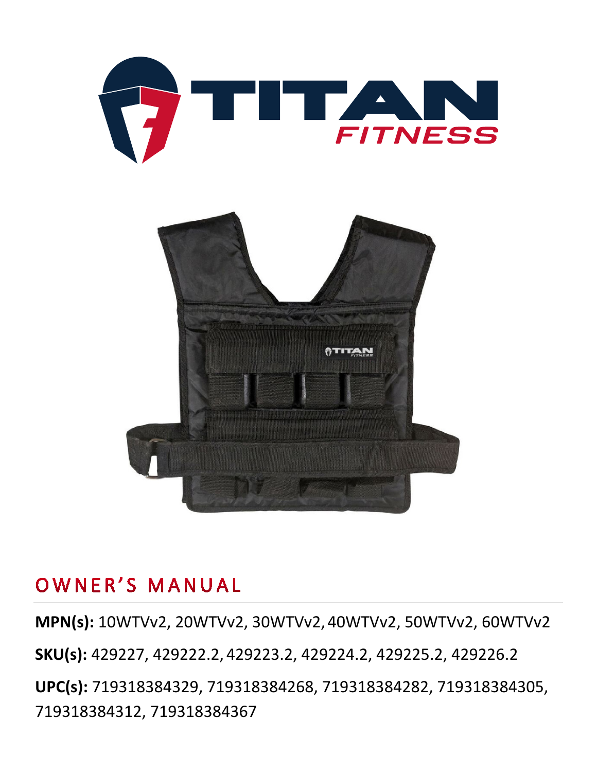# TITAN FITNESS

## OWNER'S MANUAL

**MPN(s):** 10WTVv2, 20WTVv2, 30WTVv2, 40WTVv2, 50WTVv2, 60WTVv2

**SKU(s):** 429227, 429222.2, 429223.2, 429224.2, 429225.2, 429226.2

**UPC(s):** 719318384329, 719318384268, 719318384282, 719318384305, 719318384312, 719318384367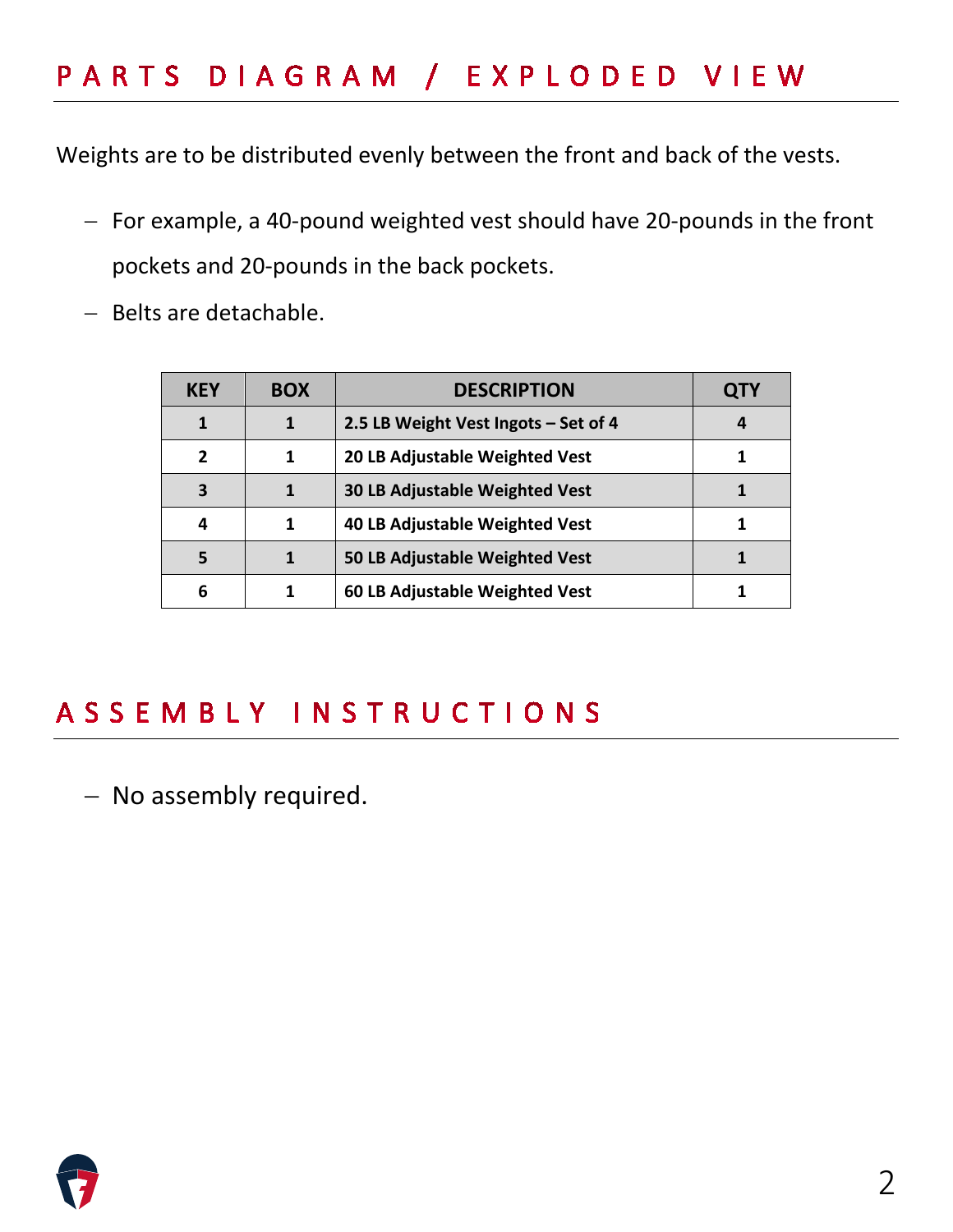## PARTS DIAGRAM / EXPLODED VIEW

Weights are to be distributed evenly between the front and back of the vests.

- For example, a 40-pound weighted vest should have 20-pounds in the front pockets and 20-pounds in the back pockets.
- Belts are detachable.

| KEY | BOX | DESCRIPTION | QTY |
|---|---|---|---|
| **1** | **1** | **2.5 LB Weight Vest Ingots – Set of 4** | **4** |
| **2** | **1** | **20 LB Adjustable Weighted Vest** | **1** |
| **3** | **1** | **30 LB Adjustable Weighted Vest** | **1** |
| **4** | **1** | **40 LB Adjustable Weighted Vest** | **1** |
| **5** | **1** | **50 LB Adjustable Weighted Vest** | **1** |
| **6** | **1** | **60 LB Adjustable Weighted Vest** | **1** |

## ASSEMBLY INSTRUCTIONS

- No assembly required.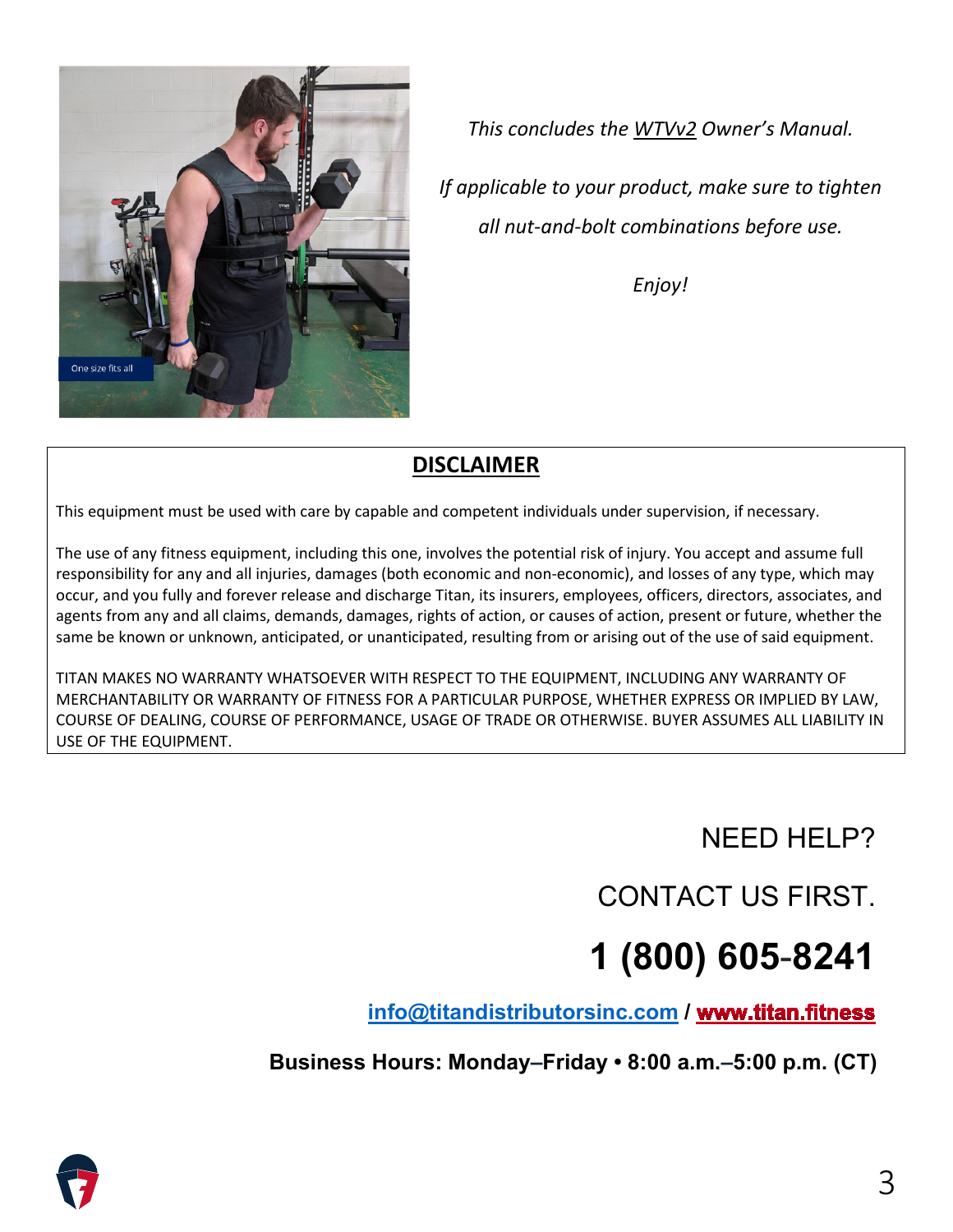*This concludes the WTVv2 Owner's Manual.*

*If applicable to your product, make sure to tighten all nut-and-bolt combinations before use.*

*Enjoy!*

## DISCLAIMER

This equipment must be used with care by capable and competent individuals under supervision, if necessary.

The use of any fitness equipment, including this one, involves the potential risk of injury. You accept and assume full responsibility for any and all injuries, damages (both economic and non-economic), and losses of any type, which may occur, and you fully and forever release and discharge Titan, its insurers, employees, officers, directors, associates, and agents from any and all claims, demands, damages, rights of action, or causes of action, present or future, whether the same be known or unknown, anticipated, or unanticipated, resulting from or arising out of the use of said equipment.

TITAN MAKES NO WARRANTY WHATSOEVER WITH RESPECT TO THE EQUIPMENT, INCLUDING ANY WARRANTY OF MERCHANTABILITY OR WARRANTY OF FITNESS FOR A PARTICULAR PURPOSE, WHETHER EXPRESS OR IMPLIED BY LAW, COURSE OF DEALING, COURSE OF PERFORMANCE, USAGE OF TRADE OR OTHERWISE. BUYER ASSUMES ALL LIABILITY IN USE OF THE EQUIPMENT.

NEED HELP?

CONTACT US FIRST.

**1 (800) 605-8241**

**info@titandistributorsinc.com / www.titan.fitness**

**Business Hours: Monday–Friday • 8:00 a.m.–5:00 p.m. (CT)**